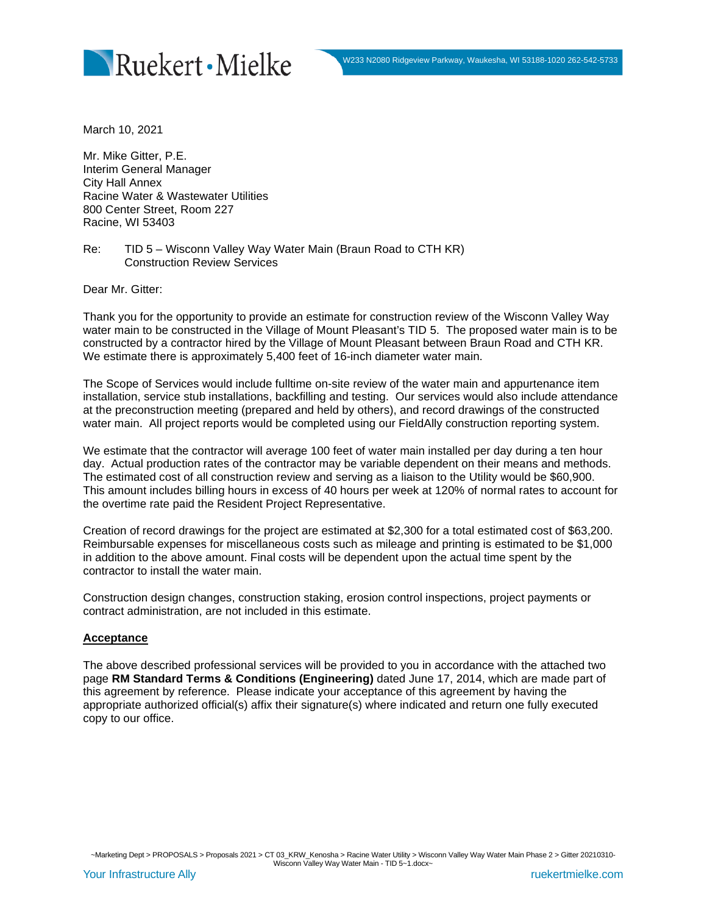Ruekert·Mielke

W233 N2080 Ridgeview Parkway, Waukesha, WI 53188-1020 262-542-5733

March 10, 2021

Mr. Mike Gitter, P.E.
Interim General Manager
City Hall Annex
Racine Water & Wastewater Utilities
800 Center Street, Room 227
Racine, WI 53403

Re: TID 5 – Wisconn Valley Way Water Main (Braun Road to CTH KR)
Construction Review Services

Dear Mr. Gitter:

Thank you for the opportunity to provide an estimate for construction review of the Wisconn Valley Way water main to be constructed in the Village of Mount Pleasant's TID 5. The proposed water main is to be constructed by a contractor hired by the Village of Mount Pleasant between Braun Road and CTH KR. We estimate there is approximately 5,400 feet of 16-inch diameter water main.

The Scope of Services would include fulltime on-site review of the water main and appurtenance item installation, service stub installations, backfilling and testing. Our services would also include attendance at the preconstruction meeting (prepared and held by others), and record drawings of the constructed water main. All project reports would be completed using our FieldAlly construction reporting system.

We estimate that the contractor will average 100 feet of water main installed per day during a ten hour day. Actual production rates of the contractor may be variable dependent on their means and methods. The estimated cost of all construction review and serving as a liaison to the Utility would be $60,900. This amount includes billing hours in excess of 40 hours per week at 120% of normal rates to account for the overtime rate paid the Resident Project Representative.

Creation of record drawings for the project are estimated at $2,300 for a total estimated cost of $63,200. Reimbursable expenses for miscellaneous costs such as mileage and printing is estimated to be $1,000 in addition to the above amount. Final costs will be dependent upon the actual time spent by the contractor to install the water main.

Construction design changes, construction staking, erosion control inspections, project payments or contract administration, are not included in this estimate.

## Acceptance

The above described professional services will be provided to you in accordance with the attached two page **RM Standard Terms & Conditions (Engineering)** dated June 17, 2014, which are made part of this agreement by reference. Please indicate your acceptance of this agreement by having the appropriate authorized official(s) affix their signature(s) where indicated and return one fully executed copy to our office.

~Marketing Dept > PROPOSALS > Proposals 2021 > CT 03_KRW_Kenosha > Racine Water Utility > Wisconn Valley Way Water Main Phase 2 > Gitter 20210310-Wisconn Valley Way Water Main - TID 5~1.docx~

Your Infrastructure Ally ruekertmielke.com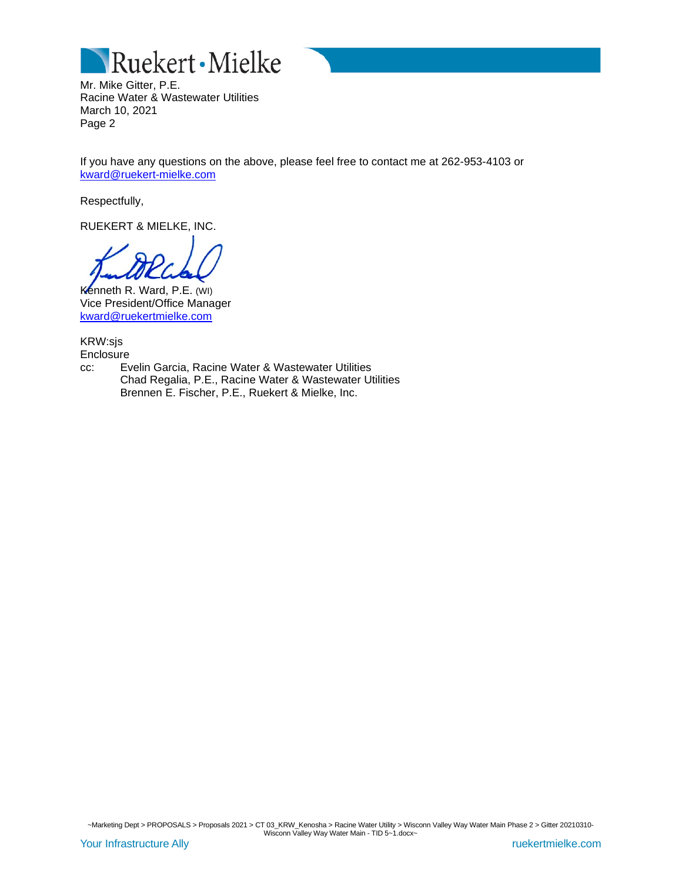Mr. Mike Gitter, P.E.
Racine Water & Wastewater Utilities
March 10, 2021
Page 2

If you have any questions on the above, please feel free to contact me at 262-953-4103 or kward@ruekert-mielke.com

Respectfully,

RUEKERT & MIELKE, INC.

Kenneth R. Ward, P.E. (WI)
Vice President/Office Manager
kward@ruekertmielke.com

KRW:sjs
Enclosure
cc: Evelin Garcia, Racine Water & Wastewater Utilities
Chad Regalia, P.E., Racine Water & Wastewater Utilities
Brennen E. Fischer, P.E., Ruekert & Mielke, Inc.

~Marketing Dept > PROPOSALS > Proposals 2021 > CT 03_KRW_Kenosha > Racine Water Utility > Wisconn Valley Way Water Main Phase 2 > Gitter 20210310-Wisconn Valley Way Water Main - TID 5~1.docx~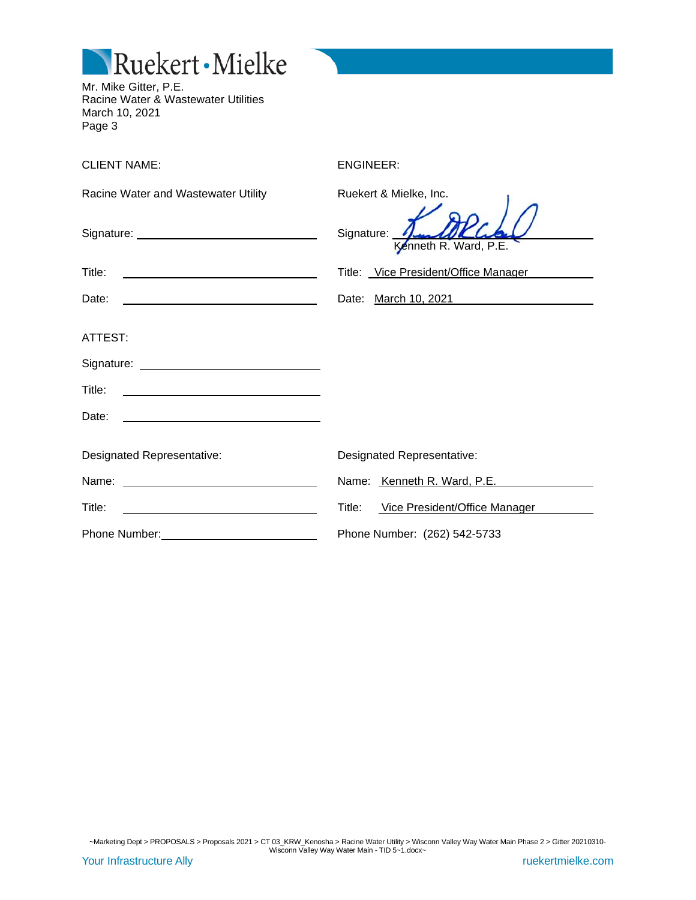Mr. Mike Gitter, P.E.
Racine Water & Wastewater Utilities
March 10, 2021
Page 3

| CLIENT NAME: | ENGINEER: |
|---|---|
| Racine Water and Wastewater Utility | Ruekert & Mielke, Inc. |
| Signature: ______________________ | Signature: Kenneth R. Ward, P.E. |
| Title: ______________________ | Title: Vice President/Office Manager |
| Date: ______________________ | Date: March 10, 2021 |

ATTEST:

Signature: ______________________

Title: ______________________

Date: ______________________

| Designated Representative: | Designated Representative: |
|---|---|
| Name: ______________________ | Name: Kenneth R. Ward, P.E. |
| Title: ______________________ | Title: Vice President/Office Manager |
| Phone Number: ______________________ | Phone Number: (262) 542-5733 |

~Marketing Dept > PROPOSALS > Proposals 2021 > CT 03_KRW_Kenosha > Racine Water Utility > Wisconn Valley Way Water Main Phase 2 > Gitter 20210310-Wisconn Valley Way Water Main - TID 5~1.docx~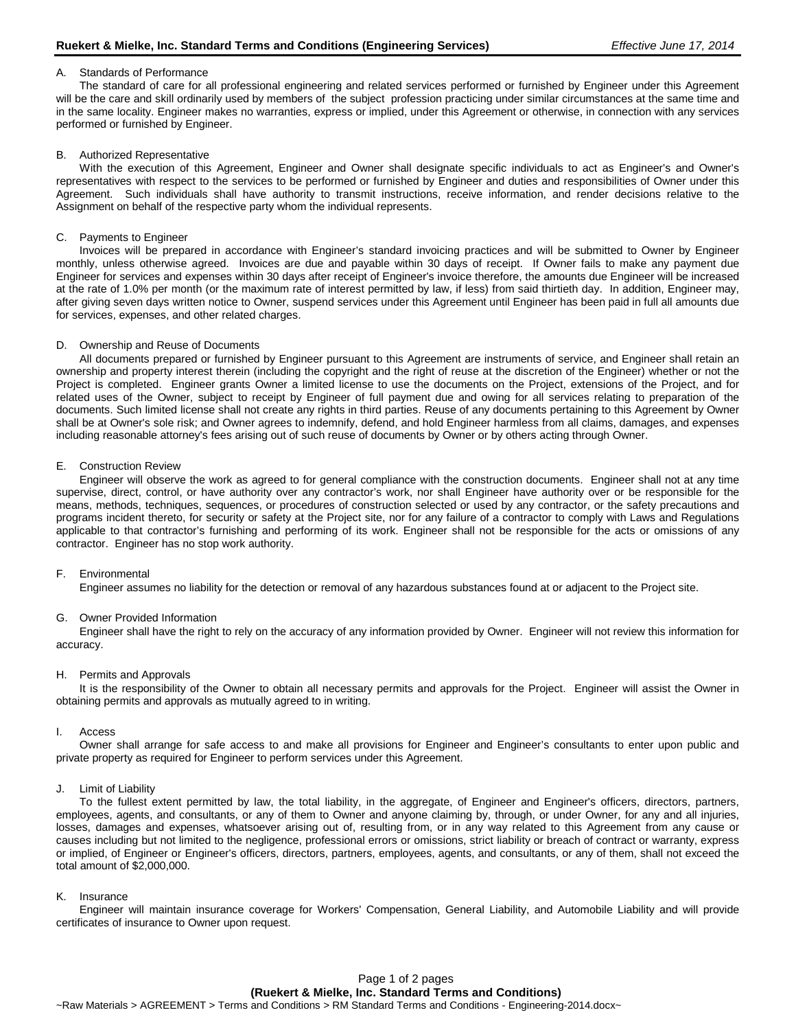A. Standards of Performance

The standard of care for all professional engineering and related services performed or furnished by Engineer under this Agreement will be the care and skill ordinarily used by members of the subject profession practicing under similar circumstances at the same time and in the same locality. Engineer makes no warranties, express or implied, under this Agreement or otherwise, in connection with any services performed or furnished by Engineer.

B. Authorized Representative

With the execution of this Agreement, Engineer and Owner shall designate specific individuals to act as Engineer's and Owner's representatives with respect to the services to be performed or furnished by Engineer and duties and responsibilities of Owner under this Agreement. Such individuals shall have authority to transmit instructions, receive information, and render decisions relative to the Assignment on behalf of the respective party whom the individual represents.

C. Payments to Engineer

Invoices will be prepared in accordance with Engineer's standard invoicing practices and will be submitted to Owner by Engineer monthly, unless otherwise agreed. Invoices are due and payable within 30 days of receipt. If Owner fails to make any payment due Engineer for services and expenses within 30 days after receipt of Engineer's invoice therefore, the amounts due Engineer will be increased at the rate of 1.0% per month (or the maximum rate of interest permitted by law, if less) from said thirtieth day. In addition, Engineer may, after giving seven days written notice to Owner, suspend services under this Agreement until Engineer has been paid in full all amounts due for services, expenses, and other related charges.

D. Ownership and Reuse of Documents

All documents prepared or furnished by Engineer pursuant to this Agreement are instruments of service, and Engineer shall retain an ownership and property interest therein (including the copyright and the right of reuse at the discretion of the Engineer) whether or not the Project is completed. Engineer grants Owner a limited license to use the documents on the Project, extensions of the Project, and for related uses of the Owner, subject to receipt by Engineer of full payment due and owing for all services relating to preparation of the documents. Such limited license shall not create any rights in third parties. Reuse of any documents pertaining to this Agreement by Owner shall be at Owner's sole risk; and Owner agrees to indemnify, defend, and hold Engineer harmless from all claims, damages, and expenses including reasonable attorney's fees arising out of such reuse of documents by Owner or by others acting through Owner.

E. Construction Review

Engineer will observe the work as agreed to for general compliance with the construction documents. Engineer shall not at any time supervise, direct, control, or have authority over any contractor's work, nor shall Engineer have authority over or be responsible for the means, methods, techniques, sequences, or procedures of construction selected or used by any contractor, or the safety precautions and programs incident thereto, for security or safety at the Project site, nor for any failure of a contractor to comply with Laws and Regulations applicable to that contractor's furnishing and performing of its work. Engineer shall not be responsible for the acts or omissions of any contractor. Engineer has no stop work authority.

F. Environmental

Engineer assumes no liability for the detection or removal of any hazardous substances found at or adjacent to the Project site.

G. Owner Provided Information

Engineer shall have the right to rely on the accuracy of any information provided by Owner. Engineer will not review this information for accuracy.

H. Permits and Approvals

It is the responsibility of the Owner to obtain all necessary permits and approvals for the Project. Engineer will assist the Owner in obtaining permits and approvals as mutually agreed to in writing.

I. Access

Owner shall arrange for safe access to and make all provisions for Engineer and Engineer's consultants to enter upon public and private property as required for Engineer to perform services under this Agreement.

J. Limit of Liability

To the fullest extent permitted by law, the total liability, in the aggregate, of Engineer and Engineer's officers, directors, partners, employees, agents, and consultants, or any of them to Owner and anyone claiming by, through, or under Owner, for any and all injuries, losses, damages and expenses, whatsoever arising out of, resulting from, or in any way related to this Agreement from any cause or causes including but not limited to the negligence, professional errors or omissions, strict liability or breach of contract or warranty, express or implied, of Engineer or Engineer's officers, directors, partners, employees, agents, and consultants, or any of them, shall not exceed the total amount of $2,000,000.

K. Insurance

Engineer will maintain insurance coverage for Workers' Compensation, General Liability, and Automobile Liability and will provide certificates of insurance to Owner upon request.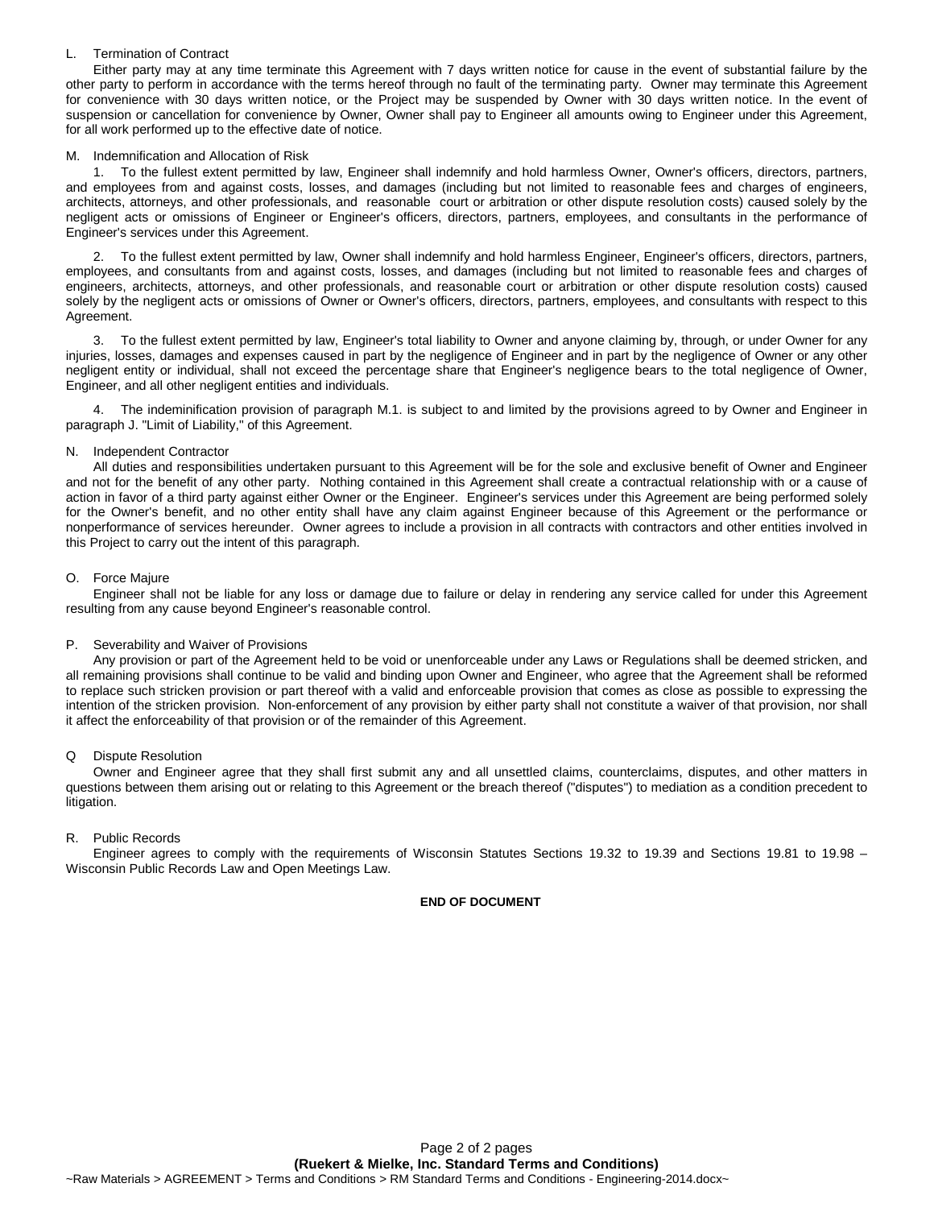L. Termination of Contract

Either party may at any time terminate this Agreement with 7 days written notice for cause in the event of substantial failure by the other party to perform in accordance with the terms hereof through no fault of the terminating party. Owner may terminate this Agreement for convenience with 30 days written notice, or the Project may be suspended by Owner with 30 days written notice. In the event of suspension or cancellation for convenience by Owner, Owner shall pay to Engineer all amounts owing to Engineer under this Agreement, for all work performed up to the effective date of notice.

M. Indemnification and Allocation of Risk

1. To the fullest extent permitted by law, Engineer shall indemnify and hold harmless Owner, Owner's officers, directors, partners, and employees from and against costs, losses, and damages (including but not limited to reasonable fees and charges of engineers, architects, attorneys, and other professionals, and reasonable court or arbitration or other dispute resolution costs) caused solely by the negligent acts or omissions of Engineer or Engineer's officers, directors, partners, employees, and consultants in the performance of Engineer's services under this Agreement.

2. To the fullest extent permitted by law, Owner shall indemnify and hold harmless Engineer, Engineer's officers, directors, partners, employees, and consultants from and against costs, losses, and damages (including but not limited to reasonable fees and charges of engineers, architects, attorneys, and other professionals, and reasonable court or arbitration or other dispute resolution costs) caused solely by the negligent acts or omissions of Owner or Owner's officers, directors, partners, employees, and consultants with respect to this Agreement.

3. To the fullest extent permitted by law, Engineer's total liability to Owner and anyone claiming by, through, or under Owner for any injuries, losses, damages and expenses caused in part by the negligence of Engineer and in part by the negligence of Owner or any other negligent entity or individual, shall not exceed the percentage share that Engineer's negligence bears to the total negligence of Owner, Engineer, and all other negligent entities and individuals.

4. The indeminification provision of paragraph M.1. is subject to and limited by the provisions agreed to by Owner and Engineer in paragraph J. "Limit of Liability," of this Agreement.

N. Independent Contractor

All duties and responsibilities undertaken pursuant to this Agreement will be for the sole and exclusive benefit of Owner and Engineer and not for the benefit of any other party. Nothing contained in this Agreement shall create a contractual relationship with or a cause of action in favor of a third party against either Owner or the Engineer. Engineer's services under this Agreement are being performed solely for the Owner's benefit, and no other entity shall have any claim against Engineer because of this Agreement or the performance or nonperformance of services hereunder. Owner agrees to include a provision in all contracts with contractors and other entities involved in this Project to carry out the intent of this paragraph.

O. Force Majure

Engineer shall not be liable for any loss or damage due to failure or delay in rendering any service called for under this Agreement resulting from any cause beyond Engineer's reasonable control.

P. Severability and Waiver of Provisions

Any provision or part of the Agreement held to be void or unenforceable under any Laws or Regulations shall be deemed stricken, and all remaining provisions shall continue to be valid and binding upon Owner and Engineer, who agree that the Agreement shall be reformed to replace such stricken provision or part thereof with a valid and enforceable provision that comes as close as possible to expressing the intention of the stricken provision. Non-enforcement of any provision by either party shall not constitute a waiver of that provision, nor shall it affect the enforceability of that provision or of the remainder of this Agreement.

Q Dispute Resolution

Owner and Engineer agree that they shall first submit any and all unsettled claims, counterclaims, disputes, and other matters in questions between them arising out or relating to this Agreement or the breach thereof ("disputes") to mediation as a condition precedent to litigation.

R. Public Records

Engineer agrees to comply with the requirements of Wisconsin Statutes Sections 19.32 to 19.39 and Sections 19.81 to 19.98 – Wisconsin Public Records Law and Open Meetings Law.

**END OF DOCUMENT**

**(Ruekert & Mielke, Inc. Standard Terms and Conditions)**

~Raw Materials > AGREEMENT > Terms and Conditions > RM Standard Terms and Conditions - Engineering-2014.docx~